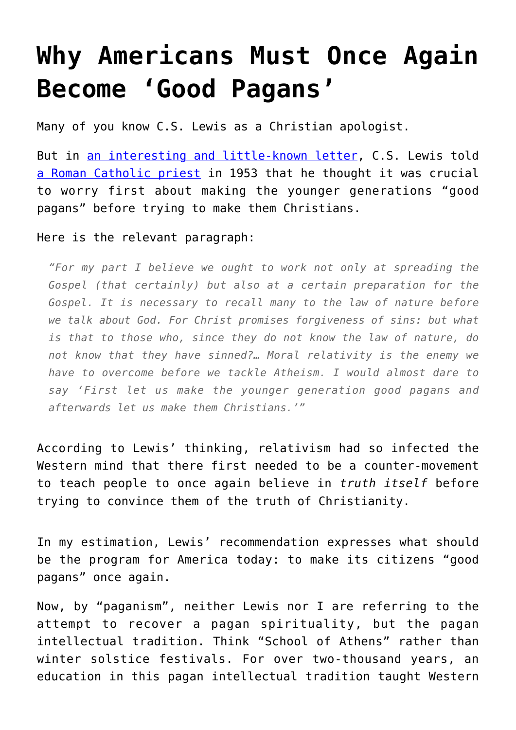# Why Americans Must Once Again Become 'Good Pagans'

Many of you know C.S. Lewis as a Christian apologist.

But in an interesting and little-known letter, C.S. Lewis told a Roman Catholic priest in 1953 that he thought it was crucial to worry first about making the younger generations "good pagans" before trying to make them Christians.

Here is the relevant paragraph:

> *"For my part I believe we ought to work not only at spreading the Gospel (that certainly) but also at a certain preparation for the Gospel. It is necessary to recall many to the law of nature before we talk about God. For Christ promises forgiveness of sins: but what is that to those who, since they do not know the law of nature, do not know that they have sinned?… Moral relativity is the enemy we have to overcome before we tackle Atheism. I would almost dare to say 'First let us make the younger generation good pagans and afterwards let us make them Christians.'"*

According to Lewis' thinking, relativism had so infected the Western mind that there first needed to be a counter-movement to teach people to once again believe in *truth itself* before trying to convince them of the truth of Christianity.

In my estimation, Lewis' recommendation expresses what should be the program for America today: to make its citizens "good pagans" once again.

Now, by "paganism", neither Lewis nor I are referring to the attempt to recover a pagan spirituality, but the pagan intellectual tradition. Think "School of Athens" rather than winter solstice festivals. For over two-thousand years, an education in this pagan intellectual tradition taught Western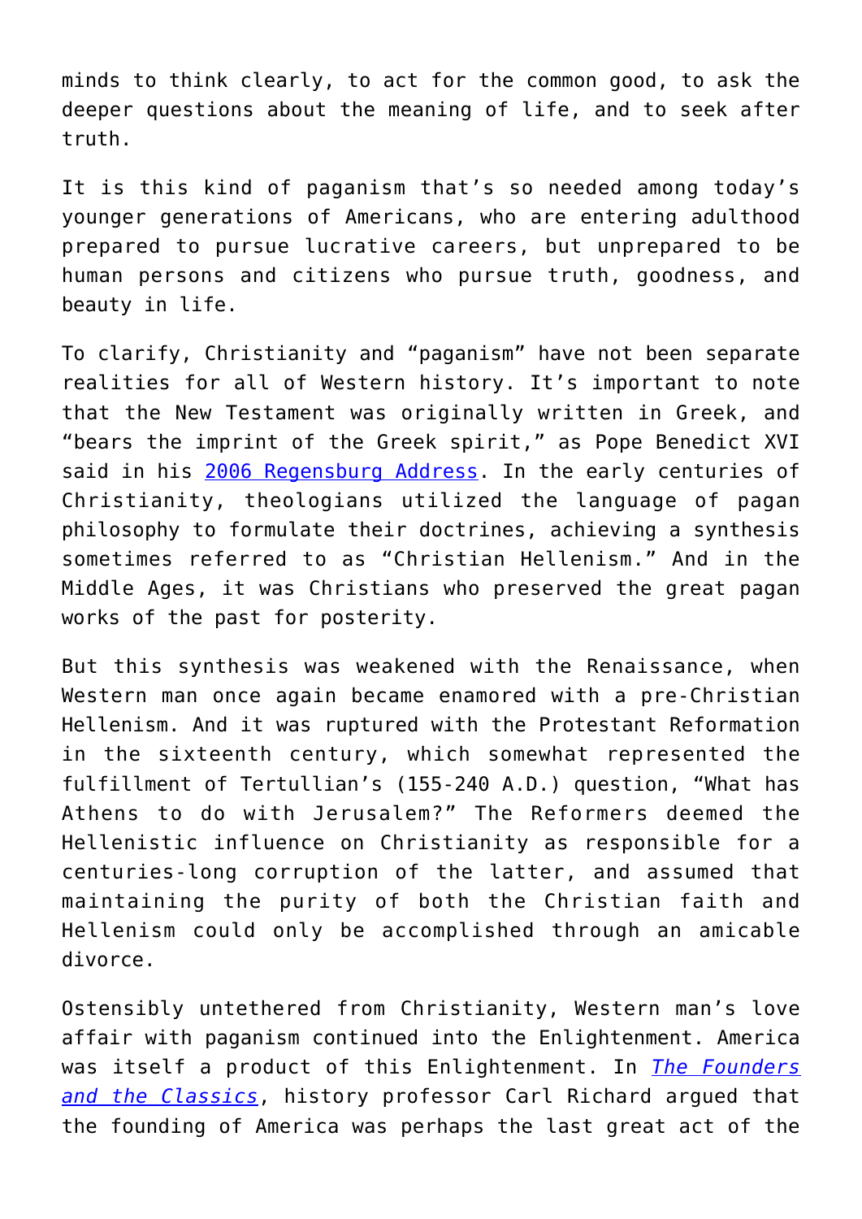minds to think clearly, to act for the common good, to ask the deeper questions about the meaning of life, and to seek after truth.

It is this kind of paganism that's so needed among today's younger generations of Americans, who are entering adulthood prepared to pursue lucrative careers, but unprepared to be human persons and citizens who pursue truth, goodness, and beauty in life.

To clarify, Christianity and "paganism" have not been separate realities for all of Western history. It's important to note that the New Testament was originally written in Greek, and "bears the imprint of the Greek spirit," as Pope Benedict XVI said in his 2006 Regensburg Address. In the early centuries of Christianity, theologians utilized the language of pagan philosophy to formulate their doctrines, achieving a synthesis sometimes referred to as "Christian Hellenism." And in the Middle Ages, it was Christians who preserved the great pagan works of the past for posterity.

But this synthesis was weakened with the Renaissance, when Western man once again became enamored with a pre-Christian Hellenism. And it was ruptured with the Protestant Reformation in the sixteenth century, which somewhat represented the fulfillment of Tertullian's (155-240 A.D.) question, "What has Athens to do with Jerusalem?" The Reformers deemed the Hellenistic influence on Christianity as responsible for a centuries-long corruption of the latter, and assumed that maintaining the purity of both the Christian faith and Hellenism could only be accomplished through an amicable divorce.

Ostensibly untethered from Christianity, Western man's love affair with paganism continued into the Enlightenment. America was itself a product of this Enlightenment. In *The Founders and the Classics*, history professor Carl Richard argued that the founding of America was perhaps the last great act of the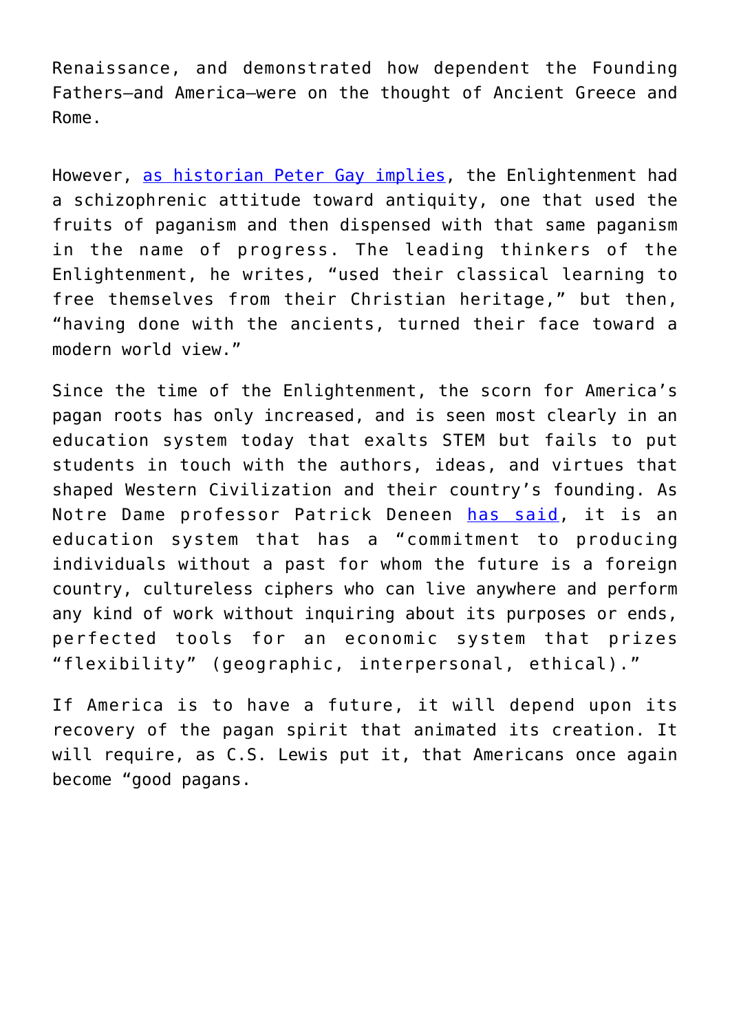Renaissance, and demonstrated how dependent the Founding Fathers—and America—were on the thought of Ancient Greece and Rome.

However, as historian Peter Gay implies, the Enlightenment had a schizophrenic attitude toward antiquity, one that used the fruits of paganism and then dispensed with that same paganism in the name of progress. The leading thinkers of the Enlightenment, he writes, "used their classical learning to free themselves from their Christian heritage," but then, "having done with the ancients, turned their face toward a modern world view."

Since the time of the Enlightenment, the scorn for America's pagan roots has only increased, and is seen most clearly in an education system today that exalts STEM but fails to put students in touch with the authors, ideas, and virtues that shaped Western Civilization and their country's founding. As Notre Dame professor Patrick Deneen has said, it is an education system that has a "commitment to producing individuals without a past for whom the future is a foreign country, cultureless ciphers who can live anywhere and perform any kind of work without inquiring about its purposes or ends, perfected tools for an economic system that prizes "flexibility" (geographic, interpersonal, ethical)."

If America is to have a future, it will depend upon its recovery of the pagan spirit that animated its creation. It will require, as C.S. Lewis put it, that Americans once again become "good pagans.